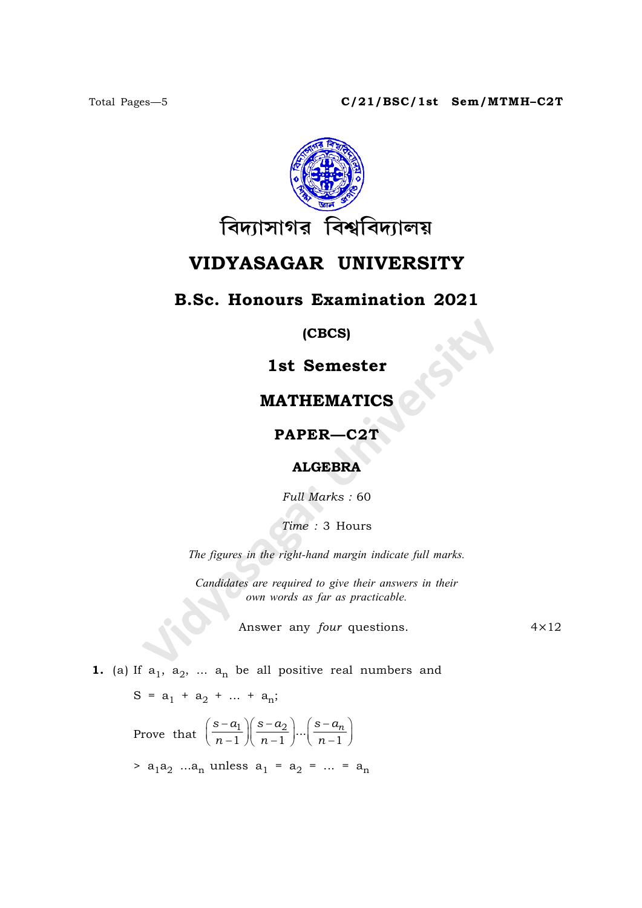C/21/BSC/1st Sem/MTMH–C2T

বিদ্যাসাগর বিশ্ববিদ্যালয়

# VIDYASAGAR UNIVERSITY

## B.Sc. Honours Examination 2021

### (CBCS)

### 1st Semester

### MATHEMATICS

### PAPER—C2T

### ALGEBRA

*Full Marks :* 60

*Time :* 3 Hours

*The figures in the right-hand margin indicate full marks.*

*Candidates are required to give their answers in their own words as far as practicable.*

Answer any *four* questions. $4 \times 12$

**1.** (a) If $a_1, a_2, \ldots a_n$ be all positive real numbers and

$S = a_1 + a_2 + \ldots + a_n$;

Prove that $\left(\frac{s-a_1}{n-1}\right)\left(\frac{s-a_2}{n-1}\right)\ldots\left(\frac{s-a_n}{n-1}\right)$

$> a_1 a_2 \ldots a_n$ unless $a_1 = a_2 = \ldots = a_n$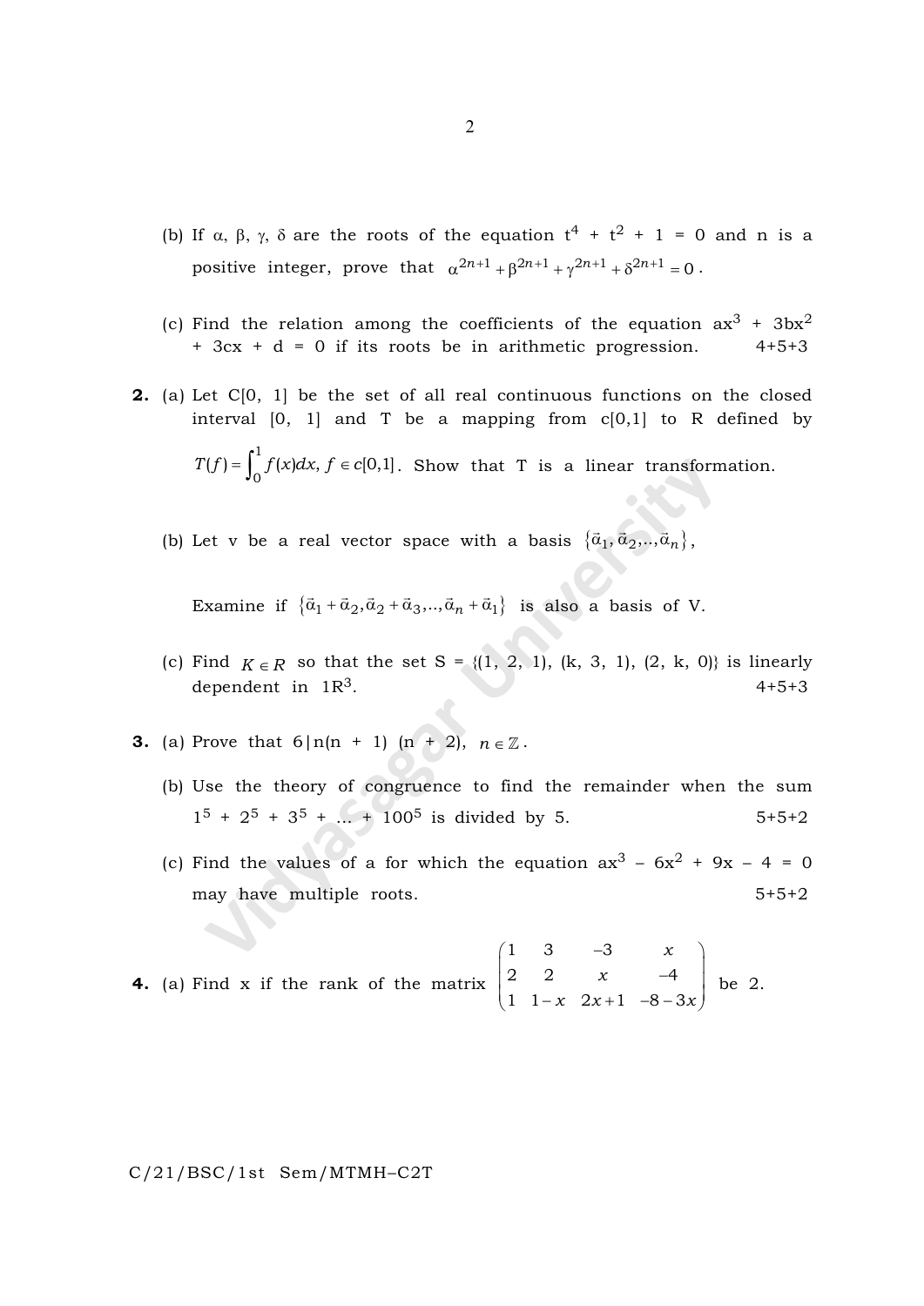(b) If α, β, γ, δ are the roots of the equation $t^4 + t^2 + 1 = 0$ and n is a positive integer, prove that $\alpha^{2n+1} + \beta^{2n+1} + \gamma^{2n+1} + \delta^{2n+1} = 0$.

(c) Find the relation among the coefficients of the equation $ax^3 + 3bx^2 + 3cx + d = 0$ if its roots be in arithmetic progression. 4+5+3

**2.** (a) Let C[0, 1] be the set of all real continuous functions on the closed interval [0, 1] and T be a mapping from c[0,1] to R defined by

$$T(f) = \int_0^1 f(x)dx,\ f \in c[0,1].$$ Show that T is a linear transformation.

(b) Let v be a real vector space with a basis $\{\vec{\alpha}_1, \vec{\alpha}_2, .., \vec{\alpha}_n\}$,

Examine if $\{\vec{\alpha}_1 + \vec{\alpha}_2, \vec{\alpha}_2 + \vec{\alpha}_3, .., \vec{\alpha}_n + \vec{\alpha}_1\}$ is also a basis of V.

(c) Find $K \in R$ so that the set S = {(1, 2, 1), (k, 3, 1), (2, k, 0)} is linearly dependent in $1R^3$. 4+5+3

**3.** (a) Prove that $6 | n(n + 1)(n + 2),\ n \in \mathbb{Z}$.

(b) Use the theory of congruence to find the remainder when the sum $1^5 + 2^5 + 3^5 + ... + 100^5$ is divided by 5. 5+5+2

(c) Find the values of a for which the equation $ax^3 - 6x^2 + 9x - 4 = 0$ may have multiple roots. 5+5+2

**4.** (a) Find x if the rank of the matrix $\begin{pmatrix} 1 & 3 & -3 & x \\ 2 & 2 & x & -4 \\ 1 & 1-x & 2x+1 & -8-3x \end{pmatrix}$ be 2.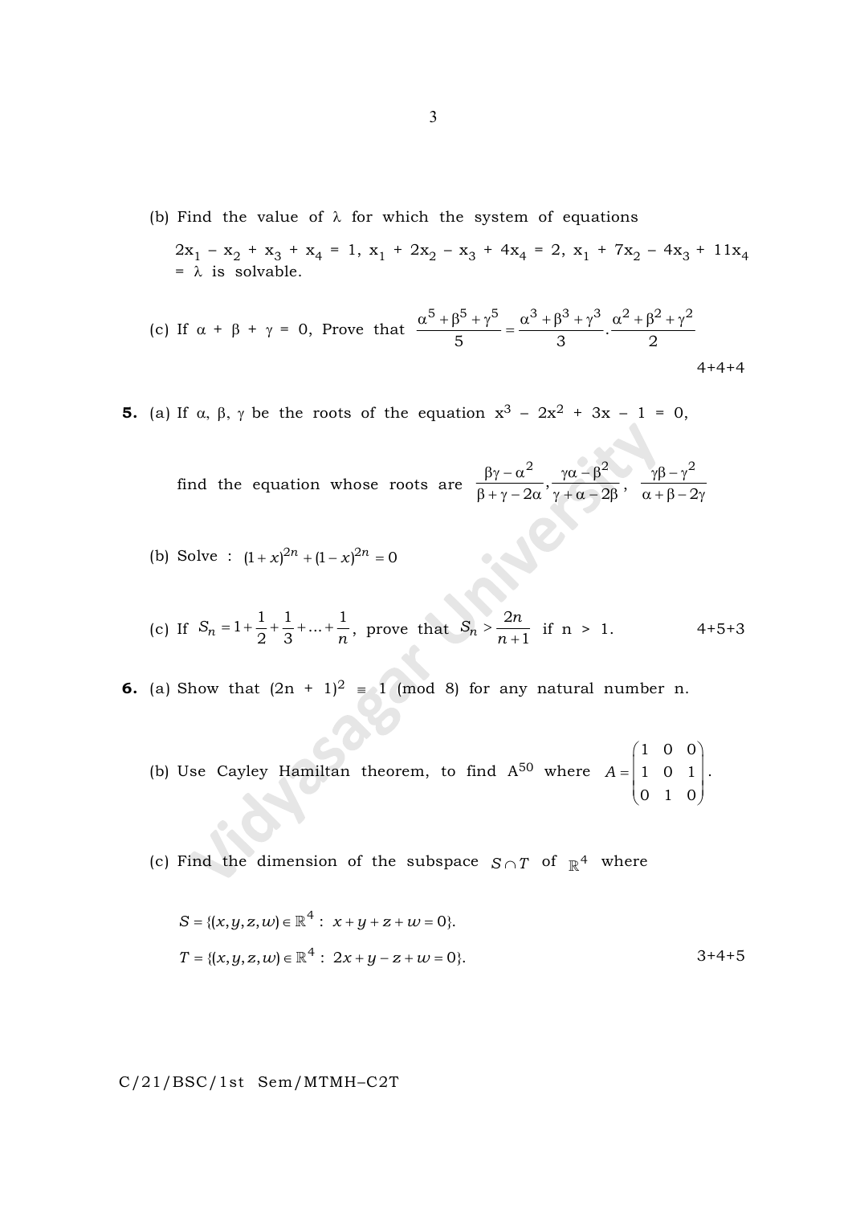(b) Find the value of $\lambda$ for which the system of equations

$2x_1 - x_2 + x_3 + x_4 = 1$, $x_1 + 2x_2 - x_3 + 4x_4 = 2$, $x_1 + 7x_2 - 4x_3 + 11x_4 = \lambda$ is solvable.

(c) If $\alpha + \beta + \gamma = 0$, Prove that $\dfrac{\alpha^5 + \beta^5 + \gamma^5}{5} = \dfrac{\alpha^3 + \beta^3 + \gamma^3}{3} \cdot \dfrac{\alpha^2 + \beta^2 + \gamma^2}{2}$

4+4+4

**5.** (a) If $\alpha, \beta, \gamma$ be the roots of the equation $x^3 - 2x^2 + 3x - 1 = 0$,

find the equation whose roots are $\dfrac{\beta\gamma - \alpha^2}{\beta + \gamma - 2\alpha}, \dfrac{\gamma\alpha - \beta^2}{\gamma + \alpha - 2\beta}, \dfrac{\gamma\beta - \gamma^2}{\alpha + \beta - 2\gamma}$

(b) Solve : $(1 + x)^{2n} + (1 - x)^{2n} = 0$

(c) If $S_n = 1 + \dfrac{1}{2} + \dfrac{1}{3} + \ldots + \dfrac{1}{n}$, prove that $S_n > \dfrac{2n}{n+1}$ if $n > 1$.

4+5+3

**6.** (a) Show that $(2n + 1)^2 \equiv 1 \pmod 8$ for any natural number n.

(b) Use Cayley Hamiltan theorem, to find $A^{50}$ where $A = \begin{pmatrix} 1 & 0 & 0 \\ 1 & 0 & 1 \\ 0 & 1 & 0 \end{pmatrix}$.

(c) Find the dimension of the subspace $S \cap T$ of $\mathbb{R}^4$ where

$S = \{(x, y, z, w) \in \mathbb{R}^4 : x + y + z + w = 0\}$.

$T = \{(x, y, z, w) \in \mathbb{R}^4 : 2x + y - z + w = 0\}$.

3+4+5

C/21/BSC/1st Sem/MTMH–C2T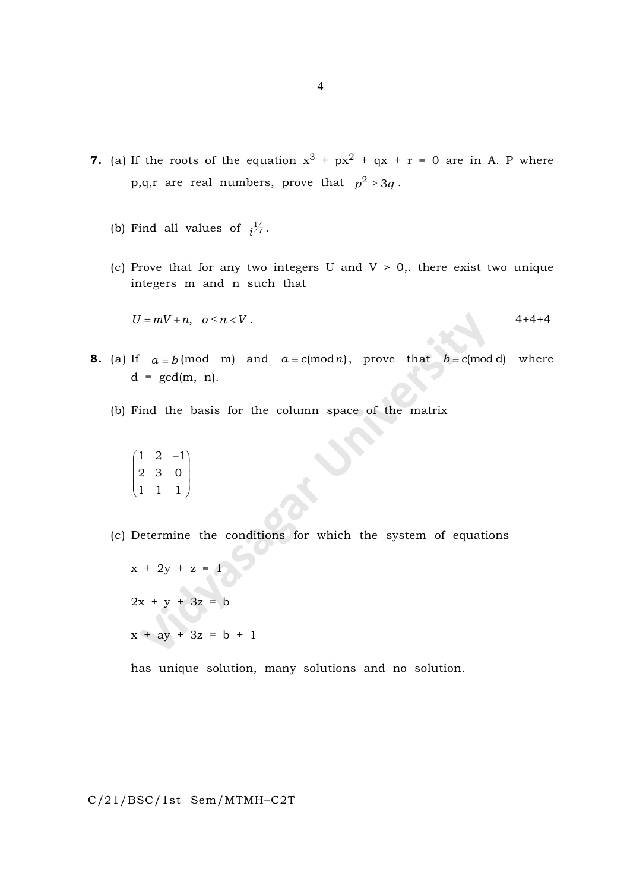**7.** (a) If the roots of the equation $x^3 + px^2 + qx + r = 0$ are in A. P where p,q,r are real numbers, prove that $p^2 \geq 3q$.

(b) Find all values of $i^{1/7}$.

(c) Prove that for any two integers U and V > 0,. there exist two unique integers m and n such that

$U = mV + n, \quad o \leq n < V$. 4+4+4

**8.** (a) If $a \equiv b \pmod{m}$ and $a \equiv c \pmod{n}$, prove that $b \equiv c \pmod{d}$ where d = gcd(m, n).

(b) Find the basis for the column space of the matrix

$$\begin{pmatrix} 1 & 2 & -1 \\ 2 & 3 & 0 \\ 1 & 1 & 1 \end{pmatrix}$$

(c) Determine the conditions for which the system of equations

$x + 2y + z = 1$

$2x + y + 3z = b$

$x + ay + 3z = b + 1$

has unique solution, many solutions and no solution.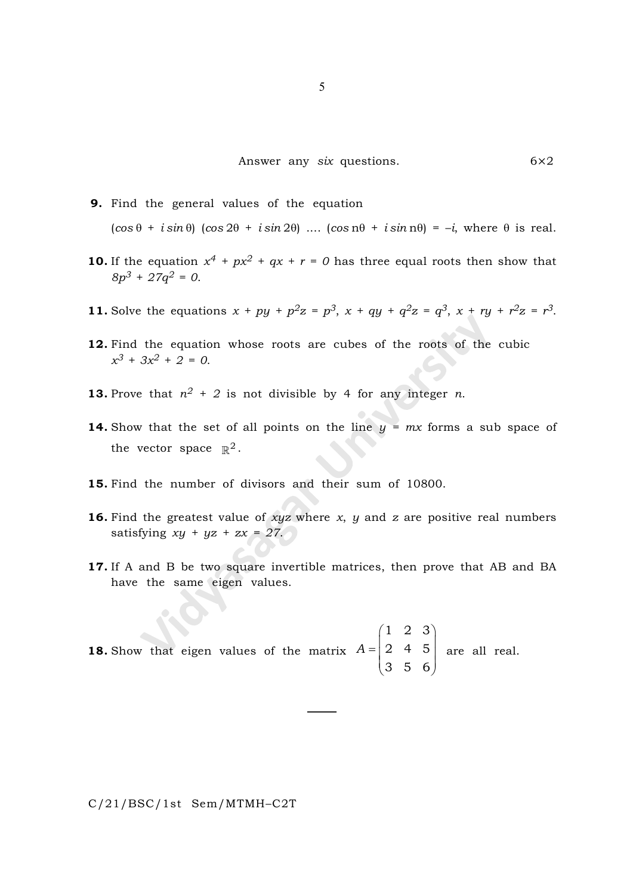Answer any *six* questions. 6×2

**9.** Find the general values of the equation

$(\cos\theta + i\sin\theta)\ (\cos 2\theta + i\sin 2\theta)\ \ldots\ (\cos n\theta + i\sin n\theta) = -i$, where $\theta$ is real.

**10.** If the equation $x^4 + px^2 + qx + r = 0$ has three equal roots then show that $8p^3 + 27q^2 = 0$.

**11.** Solve the equations $x + py + p^2z = p^3$, $x + qy + q^2z = q^3$, $x + ry + r^2z = r^3$.

**12.** Find the equation whose roots are cubes of the roots of the cubic $x^3 + 3x^2 + 2 = 0$.

**13.** Prove that $n^2 + 2$ is not divisible by 4 for any integer $n$.

**14.** Show that the set of all points on the line $y = mx$ forms a sub space of the vector space $\mathbb{R}^2$.

**15.** Find the number of divisors and their sum of 10800.

**16.** Find the greatest value of $xyz$ where $x$, $y$ and $z$ are positive real numbers satisfying $xy + yz + zx = 27$.

**17.** If A and B be two square invertible matrices, then prove that AB and BA have the same eigen values.

**18.** Show that eigen values of the matrix $A = \begin{pmatrix} 1 & 2 & 3 \\ 2 & 4 & 5 \\ 3 & 5 & 6 \end{pmatrix}$ are all real.

———